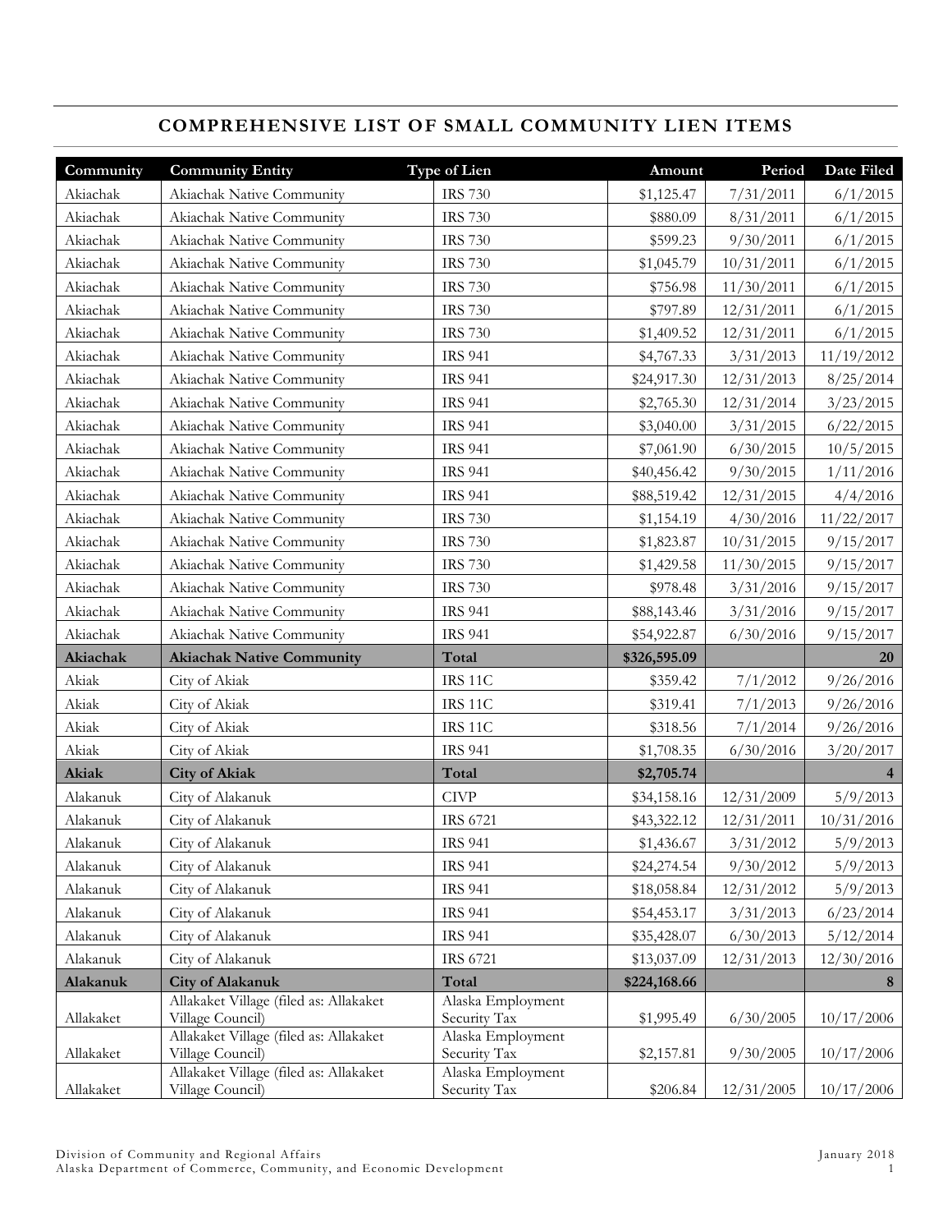## COMPREHENSIVE LIST OF SMALL COMMUNITY LIEN ITEMS

| Community | Community Entity | Type of Lien | Amount | Period | Date Filed |
|---|---|---|---|---|---|
| Akiachak | Akiachak Native Community | IRS 730 | $1,125.47 | 7/31/2011 | 6/1/2015 |
| Akiachak | Akiachak Native Community | IRS 730 | $880.09 | 8/31/2011 | 6/1/2015 |
| Akiachak | Akiachak Native Community | IRS 730 | $599.23 | 9/30/2011 | 6/1/2015 |
| Akiachak | Akiachak Native Community | IRS 730 | $1,045.79 | 10/31/2011 | 6/1/2015 |
| Akiachak | Akiachak Native Community | IRS 730 | $756.98 | 11/30/2011 | 6/1/2015 |
| Akiachak | Akiachak Native Community | IRS 730 | $797.89 | 12/31/2011 | 6/1/2015 |
| Akiachak | Akiachak Native Community | IRS 730 | $1,409.52 | 12/31/2011 | 6/1/2015 |
| Akiachak | Akiachak Native Community | IRS 941 | $4,767.33 | 3/31/2013 | 11/19/2012 |
| Akiachak | Akiachak Native Community | IRS 941 | $24,917.30 | 12/31/2013 | 8/25/2014 |
| Akiachak | Akiachak Native Community | IRS 941 | $2,765.30 | 12/31/2014 | 3/23/2015 |
| Akiachak | Akiachak Native Community | IRS 941 | $3,040.00 | 3/31/2015 | 6/22/2015 |
| Akiachak | Akiachak Native Community | IRS 941 | $7,061.90 | 6/30/2015 | 10/5/2015 |
| Akiachak | Akiachak Native Community | IRS 941 | $40,456.42 | 9/30/2015 | 1/11/2016 |
| Akiachak | Akiachak Native Community | IRS 941 | $88,519.42 | 12/31/2015 | 4/4/2016 |
| Akiachak | Akiachak Native Community | IRS 730 | $1,154.19 | 4/30/2016 | 11/22/2017 |
| Akiachak | Akiachak Native Community | IRS 730 | $1,823.87 | 10/31/2015 | 9/15/2017 |
| Akiachak | Akiachak Native Community | IRS 730 | $1,429.58 | 11/30/2015 | 9/15/2017 |
| Akiachak | Akiachak Native Community | IRS 730 | $978.48 | 3/31/2016 | 9/15/2017 |
| Akiachak | Akiachak Native Community | IRS 941 | $88,143.46 | 3/31/2016 | 9/15/2017 |
| Akiachak | Akiachak Native Community | IRS 941 | $54,922.87 | 6/30/2016 | 9/15/2017 |
| **Akiachak** | **Akiachak Native Community** | **Total** | **$326,595.09** | | **20** |
| Akiak | City of Akiak | IRS 11C | $359.42 | 7/1/2012 | 9/26/2016 |
| Akiak | City of Akiak | IRS 11C | $319.41 | 7/1/2013 | 9/26/2016 |
| Akiak | City of Akiak | IRS 11C | $318.56 | 7/1/2014 | 9/26/2016 |
| Akiak | City of Akiak | IRS 941 | $1,708.35 | 6/30/2016 | 3/20/2017 |
| **Akiak** | **City of Akiak** | **Total** | **$2,705.74** | | **4** |
| Alakanuk | City of Alakanuk | CIVP | $34,158.16 | 12/31/2009 | 5/9/2013 |
| Alakanuk | City of Alakanuk | IRS 6721 | $43,322.12 | 12/31/2011 | 10/31/2016 |
| Alakanuk | City of Alakanuk | IRS 941 | $1,436.67 | 3/31/2012 | 5/9/2013 |
| Alakanuk | City of Alakanuk | IRS 941 | $24,274.54 | 9/30/2012 | 5/9/2013 |
| Alakanuk | City of Alakanuk | IRS 941 | $18,058.84 | 12/31/2012 | 5/9/2013 |
| Alakanuk | City of Alakanuk | IRS 941 | $54,453.17 | 3/31/2013 | 6/23/2014 |
| Alakanuk | City of Alakanuk | IRS 941 | $35,428.07 | 6/30/2013 | 5/12/2014 |
| Alakanuk | City of Alakanuk | IRS 6721 | $13,037.09 | 12/31/2013 | 12/30/2016 |
| **Alakanuk** | **City of Alakanuk** | **Total** | **$224,168.66** | | **8** |
| Allakaket | Allakaket Village (filed as: Allakaket Village Council) | Alaska Employment Security Tax | $1,995.49 | 6/30/2005 | 10/17/2006 |
| Allakaket | Allakaket Village (filed as: Allakaket Village Council) | Alaska Employment Security Tax | $2,157.81 | 9/30/2005 | 10/17/2006 |
| Allakaket | Allakaket Village (filed as: Allakaket Village Council) | Alaska Employment Security Tax | $206.84 | 12/31/2005 | 10/17/2006 |

Division of Community and Regional Affairs
Alaska Department of Commerce, Community, and Economic Development

January 2018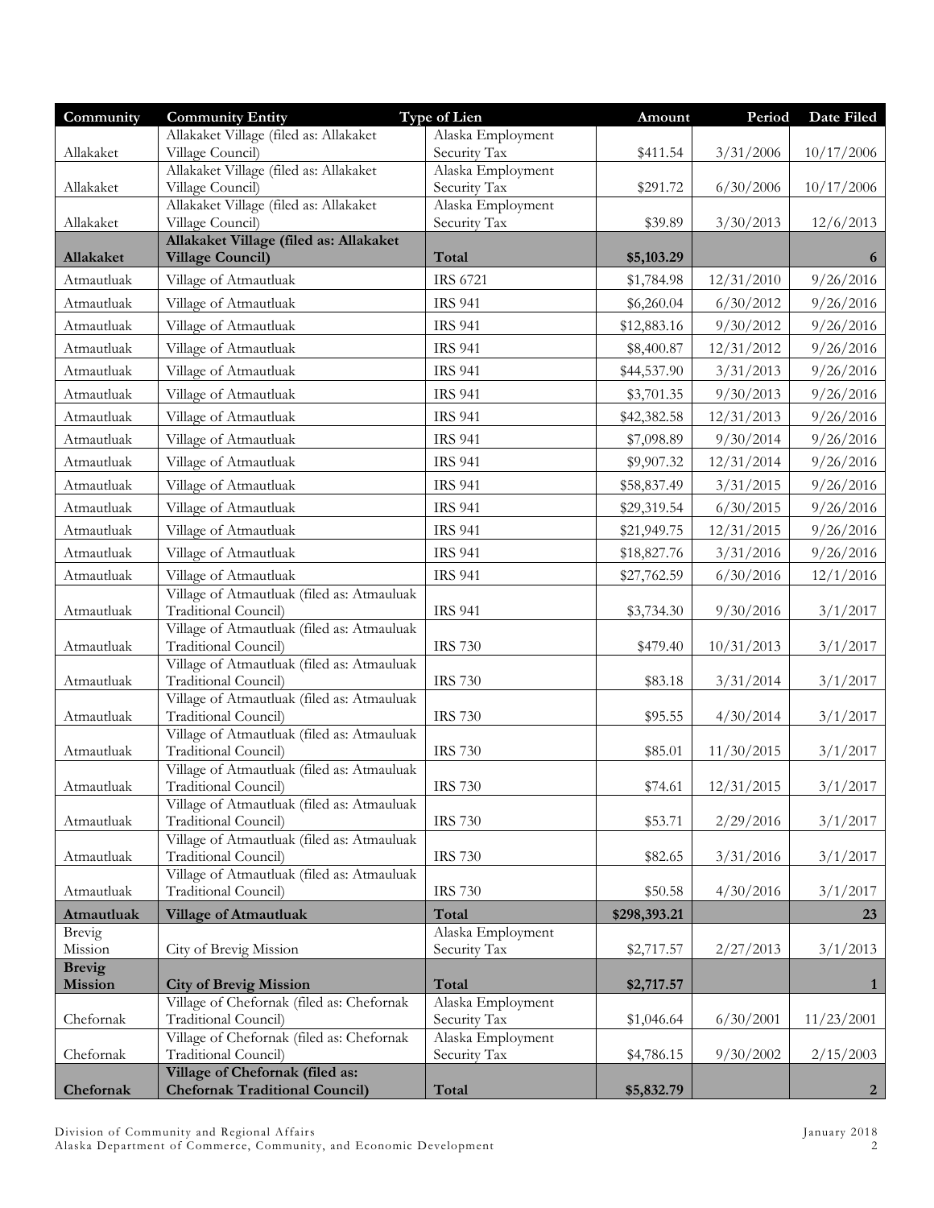| Community | Community Entity | Type of Lien | Amount | Period | Date Filed |
|---|---|---|---|---|---|
| Allakaket | Allakaket Village (filed as: Allakaket Village Council) | Alaska Employment Security Tax | $411.54 | 3/31/2006 | 10/17/2006 |
| Allakaket | Allakaket Village (filed as: Allakaket Village Council) | Alaska Employment Security Tax | $291.72 | 6/30/2006 | 10/17/2006 |
| Allakaket | Allakaket Village (filed as: Allakaket Village Council) | Alaska Employment Security Tax | $39.89 | 3/30/2013 | 12/6/2013 |
| **Allakaket** | **Allakaket Village (filed as: Allakaket Village Council)** | **Total** | **$5,103.29** | | **6** |
| Atmautluak | Village of Atmautluak | IRS 6721 | $1,784.98 | 12/31/2010 | 9/26/2016 |
| Atmautluak | Village of Atmautluak | IRS 941 | $6,260.04 | 6/30/2012 | 9/26/2016 |
| Atmautluak | Village of Atmautluak | IRS 941 | $12,883.16 | 9/30/2012 | 9/26/2016 |
| Atmautluak | Village of Atmautluak | IRS 941 | $8,400.87 | 12/31/2012 | 9/26/2016 |
| Atmautluak | Village of Atmautluak | IRS 941 | $44,537.90 | 3/31/2013 | 9/26/2016 |
| Atmautluak | Village of Atmautluak | IRS 941 | $3,701.35 | 9/30/2013 | 9/26/2016 |
| Atmautluak | Village of Atmautluak | IRS 941 | $42,382.58 | 12/31/2013 | 9/26/2016 |
| Atmautluak | Village of Atmautluak | IRS 941 | $7,098.89 | 9/30/2014 | 9/26/2016 |
| Atmautluak | Village of Atmautluak | IRS 941 | $9,907.32 | 12/31/2014 | 9/26/2016 |
| Atmautluak | Village of Atmautluak | IRS 941 | $58,837.49 | 3/31/2015 | 9/26/2016 |
| Atmautluak | Village of Atmautluak | IRS 941 | $29,319.54 | 6/30/2015 | 9/26/2016 |
| Atmautluak | Village of Atmautluak | IRS 941 | $21,949.75 | 12/31/2015 | 9/26/2016 |
| Atmautluak | Village of Atmautluak | IRS 941 | $18,827.76 | 3/31/2016 | 9/26/2016 |
| Atmautluak | Village of Atmautluak | IRS 941 | $27,762.59 | 6/30/2016 | 12/1/2016 |
| Atmautluak | Village of Atmautluak (filed as: Atmauluak Traditional Council) | IRS 941 | $3,734.30 | 9/30/2016 | 3/1/2017 |
| Atmautluak | Village of Atmautluak (filed as: Atmauluak Traditional Council) | IRS 730 | $479.40 | 10/31/2013 | 3/1/2017 |
| Atmautluak | Village of Atmautluak (filed as: Atmauluak Traditional Council) | IRS 730 | $83.18 | 3/31/2014 | 3/1/2017 |
| Atmautluak | Village of Atmautluak (filed as: Atmauluak Traditional Council) | IRS 730 | $95.55 | 4/30/2014 | 3/1/2017 |
| Atmautluak | Village of Atmautluak (filed as: Atmauluak Traditional Council) | IRS 730 | $85.01 | 11/30/2015 | 3/1/2017 |
| Atmautluak | Village of Atmautluak (filed as: Atmauluak Traditional Council) | IRS 730 | $74.61 | 12/31/2015 | 3/1/2017 |
| Atmautluak | Village of Atmautluak (filed as: Atmauluak Traditional Council) | IRS 730 | $53.71 | 2/29/2016 | 3/1/2017 |
| Atmautluak | Village of Atmautluak (filed as: Atmauluak Traditional Council) | IRS 730 | $82.65 | 3/31/2016 | 3/1/2017 |
| Atmautluak | Village of Atmautluak (filed as: Atmauluak Traditional Council) | IRS 730 | $50.58 | 4/30/2016 | 3/1/2017 |
| **Atmautluak** | **Village of Atmautluak** | **Total** | **$298,393.21** | | **23** |
| Brevig Mission | City of Brevig Mission | Alaska Employment Security Tax | $2,717.57 | 2/27/2013 | 3/1/2013 |
| **Brevig Mission** | **City of Brevig Mission** | **Total** | **$2,717.57** | | **1** |
| Chefornak | Village of Chefornak (filed as: Chefornak Traditional Council) | Alaska Employment Security Tax | $1,046.64 | 6/30/2001 | 11/23/2001 |
| Chefornak | Village of Chefornak (filed as: Chefornak Traditional Council) | Alaska Employment Security Tax | $4,786.15 | 9/30/2002 | 2/15/2003 |
| **Chefornak** | **Village of Chefornak (filed as: Chefornak Traditional Council)** | **Total** | **$5,832.79** | | **2** |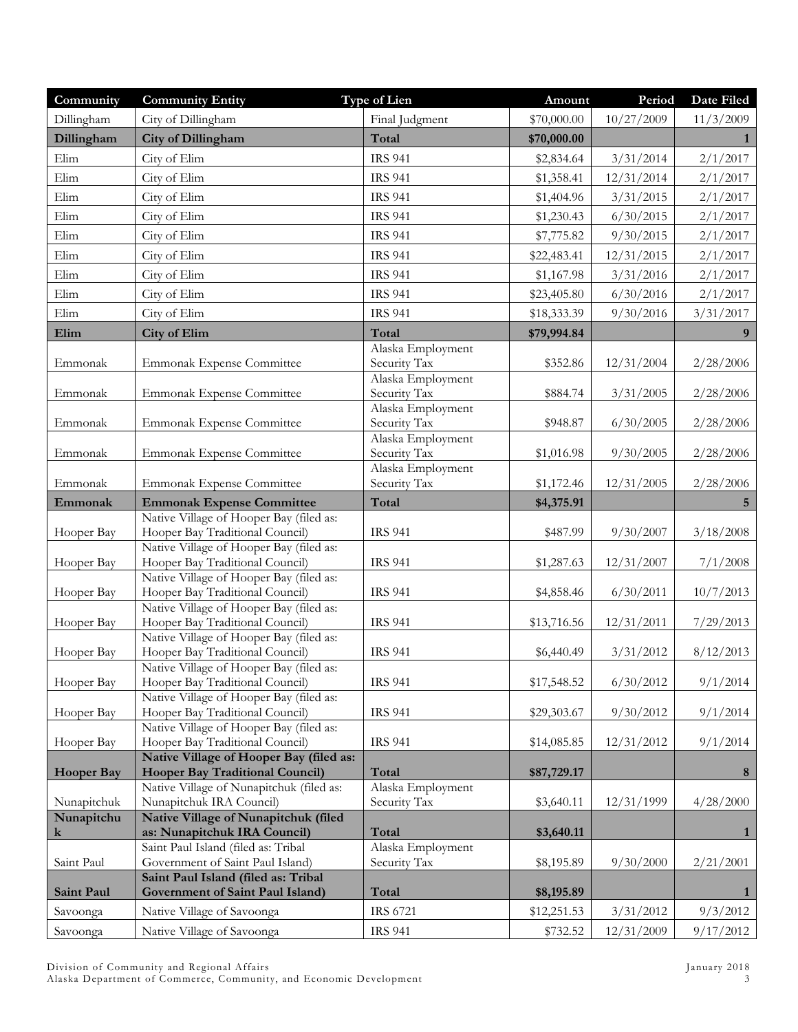| Community | Community Entity | Type of Lien | Amount | Period | Date Filed |
|---|---|---|---|---|---|
| Dillingham | City of Dillingham | Final Judgment | $70,000.00 | 10/27/2009 | 11/3/2009 |
| **Dillingham** | **City of Dillingham** | **Total** | **$70,000.00** | | **1** |
| Elim | City of Elim | IRS 941 | $2,834.64 | 3/31/2014 | 2/1/2017 |
| Elim | City of Elim | IRS 941 | $1,358.41 | 12/31/2014 | 2/1/2017 |
| Elim | City of Elim | IRS 941 | $1,404.96 | 3/31/2015 | 2/1/2017 |
| Elim | City of Elim | IRS 941 | $1,230.43 | 6/30/2015 | 2/1/2017 |
| Elim | City of Elim | IRS 941 | $7,775.82 | 9/30/2015 | 2/1/2017 |
| Elim | City of Elim | IRS 941 | $22,483.41 | 12/31/2015 | 2/1/2017 |
| Elim | City of Elim | IRS 941 | $1,167.98 | 3/31/2016 | 2/1/2017 |
| Elim | City of Elim | IRS 941 | $23,405.80 | 6/30/2016 | 2/1/2017 |
| Elim | City of Elim | IRS 941 | $18,333.39 | 9/30/2016 | 3/31/2017 |
| **Elim** | **City of Elim** | **Total** | **$79,994.84** | | **9** |
| Emmonak | Emmonak Expense Committee | Alaska Employment Security Tax | $352.86 | 12/31/2004 | 2/28/2006 |
| Emmonak | Emmonak Expense Committee | Alaska Employment Security Tax | $884.74 | 3/31/2005 | 2/28/2006 |
| Emmonak | Emmonak Expense Committee | Alaska Employment Security Tax | $948.87 | 6/30/2005 | 2/28/2006 |
| Emmonak | Emmonak Expense Committee | Alaska Employment Security Tax | $1,016.98 | 9/30/2005 | 2/28/2006 |
| Emmonak | Emmonak Expense Committee | Alaska Employment Security Tax | $1,172.46 | 12/31/2005 | 2/28/2006 |
| **Emmonak** | **Emmonak Expense Committee** | **Total** | **$4,375.91** | | **5** |
| Hooper Bay | Native Village of Hooper Bay (filed as: Hooper Bay Traditional Council) | IRS 941 | $487.99 | 9/30/2007 | 3/18/2008 |
| Hooper Bay | Native Village of Hooper Bay (filed as: Hooper Bay Traditional Council) | IRS 941 | $1,287.63 | 12/31/2007 | 7/1/2008 |
| Hooper Bay | Native Village of Hooper Bay (filed as: Hooper Bay Traditional Council) | IRS 941 | $4,858.46 | 6/30/2011 | 10/7/2013 |
| Hooper Bay | Native Village of Hooper Bay (filed as: Hooper Bay Traditional Council) | IRS 941 | $13,716.56 | 12/31/2011 | 7/29/2013 |
| Hooper Bay | Native Village of Hooper Bay (filed as: Hooper Bay Traditional Council) | IRS 941 | $6,440.49 | 3/31/2012 | 8/12/2013 |
| Hooper Bay | Native Village of Hooper Bay (filed as: Hooper Bay Traditional Council) | IRS 941 | $17,548.52 | 6/30/2012 | 9/1/2014 |
| Hooper Bay | Native Village of Hooper Bay (filed as: Hooper Bay Traditional Council) | IRS 941 | $29,303.67 | 9/30/2012 | 9/1/2014 |
| Hooper Bay | Native Village of Hooper Bay (filed as: Hooper Bay Traditional Council) | IRS 941 | $14,085.85 | 12/31/2012 | 9/1/2014 |
| **Hooper Bay** | **Native Village of Hooper Bay (filed as: Hooper Bay Traditional Council)** | **Total** | **$87,729.17** | | **8** |
| Nunapitchuk | Native Village of Nunapitchuk (filed as: Nunapitchuk IRA Council) | Alaska Employment Security Tax | $3,640.11 | 12/31/1999 | 4/28/2000 |
| **Nunapitchuk** | **Native Village of Nunapitchuk (filed as: Nunapitchuk IRA Council)** | **Total** | **$3,640.11** | | **1** |
| Saint Paul | Saint Paul Island (filed as: Tribal Government of Saint Paul Island) | Alaska Employment Security Tax | $8,195.89 | 9/30/2000 | 2/21/2001 |
| **Saint Paul** | **Saint Paul Island (filed as: Tribal Government of Saint Paul Island)** | **Total** | **$8,195.89** | | **1** |
| Savoonga | Native Village of Savoonga | IRS 6721 | $12,251.53 | 3/31/2012 | 9/3/2012 |
| Savoonga | Native Village of Savoonga | IRS 941 | $732.52 | 12/31/2009 | 9/17/2012 |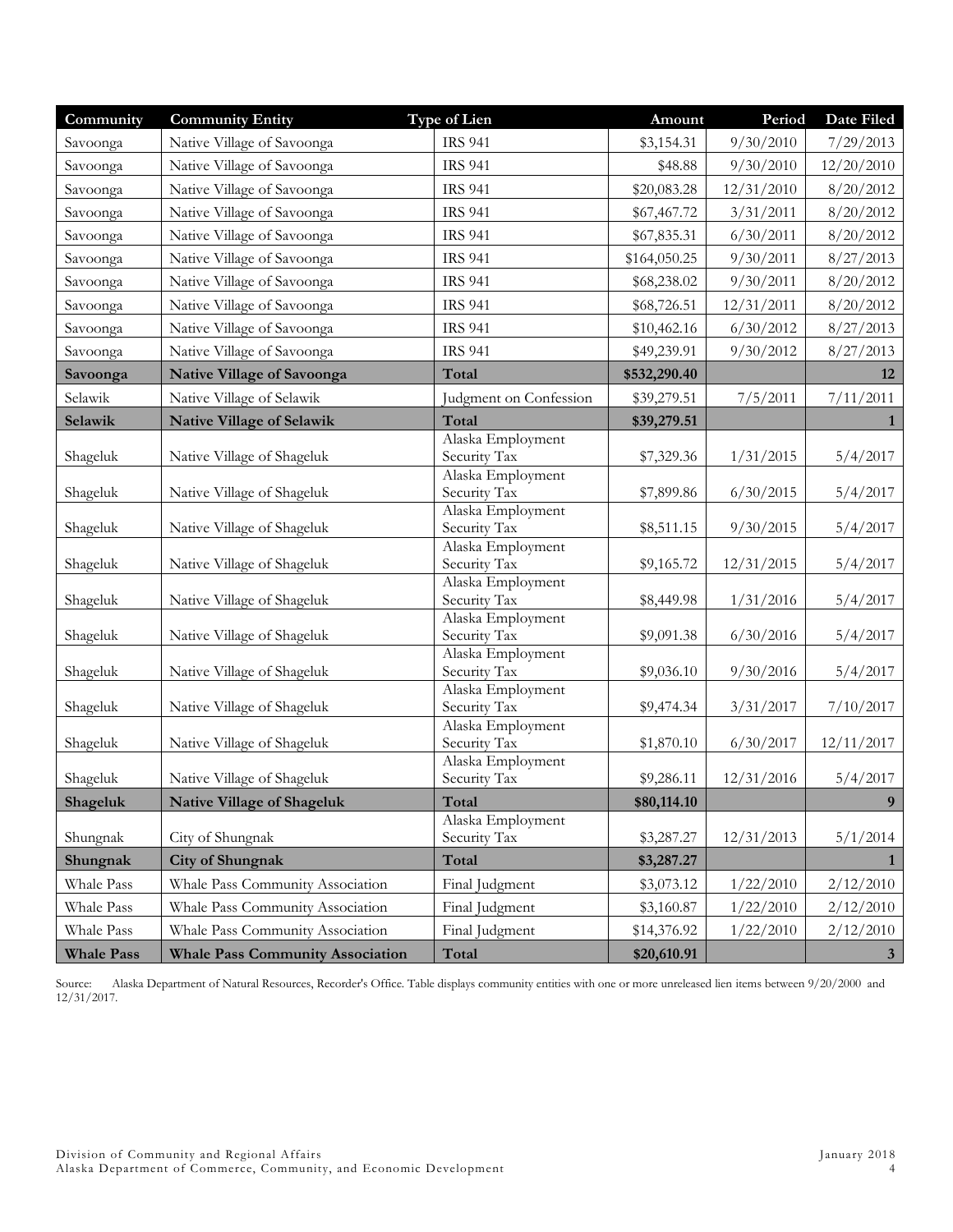| Community | Community Entity | Type of Lien | Amount | Period | Date Filed |
|---|---|---|---|---|---|
| Savoonga | Native Village of Savoonga | IRS 941 | $3,154.31 | 9/30/2010 | 7/29/2013 |
| Savoonga | Native Village of Savoonga | IRS 941 | $48.88 | 9/30/2010 | 12/20/2010 |
| Savoonga | Native Village of Savoonga | IRS 941 | $20,083.28 | 12/31/2010 | 8/20/2012 |
| Savoonga | Native Village of Savoonga | IRS 941 | $67,467.72 | 3/31/2011 | 8/20/2012 |
| Savoonga | Native Village of Savoonga | IRS 941 | $67,835.31 | 6/30/2011 | 8/20/2012 |
| Savoonga | Native Village of Savoonga | IRS 941 | $164,050.25 | 9/30/2011 | 8/27/2013 |
| Savoonga | Native Village of Savoonga | IRS 941 | $68,238.02 | 9/30/2011 | 8/20/2012 |
| Savoonga | Native Village of Savoonga | IRS 941 | $68,726.51 | 12/31/2011 | 8/20/2012 |
| Savoonga | Native Village of Savoonga | IRS 941 | $10,462.16 | 6/30/2012 | 8/27/2013 |
| Savoonga | Native Village of Savoonga | IRS 941 | $49,239.91 | 9/30/2012 | 8/27/2013 |
| **Savoonga** | **Native Village of Savoonga** | **Total** | **$532,290.40** | | **12** |
| Selawik | Native Village of Selawik | Judgment on Confession | $39,279.51 | 7/5/2011 | 7/11/2011 |
| **Selawik** | **Native Village of Selawik** | **Total** | **$39,279.51** | | **1** |
| Shageluk | Native Village of Shageluk | Alaska Employment Security Tax | $7,329.36 | 1/31/2015 | 5/4/2017 |
| Shageluk | Native Village of Shageluk | Alaska Employment Security Tax | $7,899.86 | 6/30/2015 | 5/4/2017 |
| Shageluk | Native Village of Shageluk | Alaska Employment Security Tax | $8,511.15 | 9/30/2015 | 5/4/2017 |
| Shageluk | Native Village of Shageluk | Alaska Employment Security Tax | $9,165.72 | 12/31/2015 | 5/4/2017 |
| Shageluk | Native Village of Shageluk | Alaska Employment Security Tax | $8,449.98 | 1/31/2016 | 5/4/2017 |
| Shageluk | Native Village of Shageluk | Alaska Employment Security Tax | $9,091.38 | 6/30/2016 | 5/4/2017 |
| Shageluk | Native Village of Shageluk | Alaska Employment Security Tax | $9,036.10 | 9/30/2016 | 5/4/2017 |
| Shageluk | Native Village of Shageluk | Alaska Employment Security Tax | $9,474.34 | 3/31/2017 | 7/10/2017 |
| Shageluk | Native Village of Shageluk | Alaska Employment Security Tax | $1,870.10 | 6/30/2017 | 12/11/2017 |
| Shageluk | Native Village of Shageluk | Alaska Employment Security Tax | $9,286.11 | 12/31/2016 | 5/4/2017 |
| **Shageluk** | **Native Village of Shageluk** | **Total** | **$80,114.10** | | **9** |
| Shungnak | City of Shungnak | Alaska Employment Security Tax | $3,287.27 | 12/31/2013 | 5/1/2014 |
| **Shungnak** | **City of Shungnak** | **Total** | **$3,287.27** | | **1** |
| Whale Pass | Whale Pass Community Association | Final Judgment | $3,073.12 | 1/22/2010 | 2/12/2010 |
| Whale Pass | Whale Pass Community Association | Final Judgment | $3,160.87 | 1/22/2010 | 2/12/2010 |
| Whale Pass | Whale Pass Community Association | Final Judgment | $14,376.92 | 1/22/2010 | 2/12/2010 |
| **Whale Pass** | **Whale Pass Community Association** | **Total** | **$20,610.91** | | **3** |

Source: Alaska Department of Natural Resources, Recorder's Office. Table displays community entities with one or more unreleased lien items between 9/20/2000 and 12/31/2017.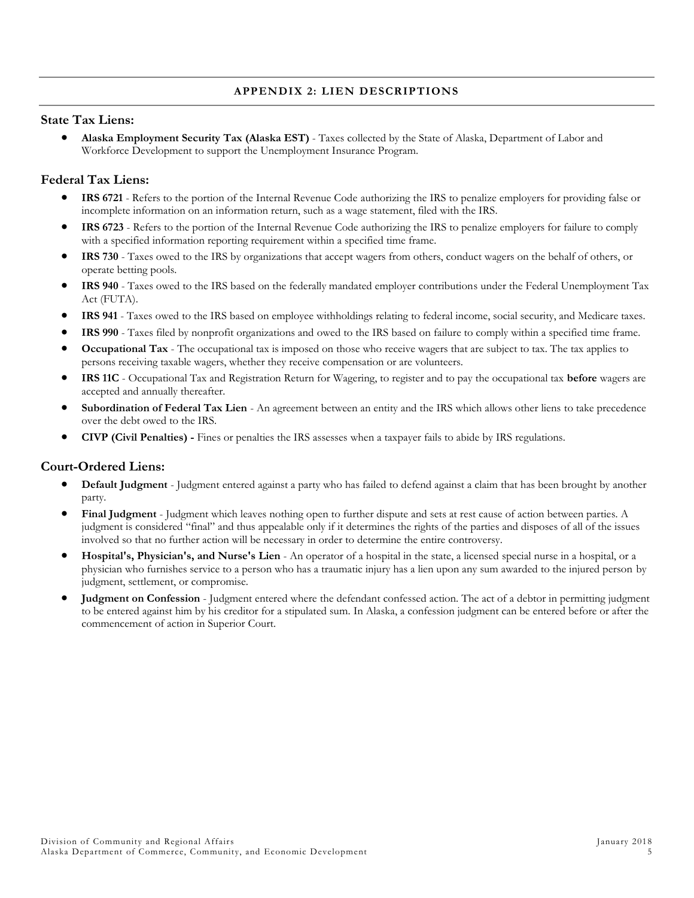## APPENDIX 2: LIEN DESCRIPTIONS

### State Tax Liens:

- **Alaska Employment Security Tax (Alaska EST)** - Taxes collected by the State of Alaska, Department of Labor and Workforce Development to support the Unemployment Insurance Program.

### Federal Tax Liens:

- **IRS 6721** - Refers to the portion of the Internal Revenue Code authorizing the IRS to penalize employers for providing false or incomplete information on an information return, such as a wage statement, filed with the IRS.
- **IRS 6723** - Refers to the portion of the Internal Revenue Code authorizing the IRS to penalize employers for failure to comply with a specified information reporting requirement within a specified time frame.
- **IRS 730** - Taxes owed to the IRS by organizations that accept wagers from others, conduct wagers on the behalf of others, or operate betting pools.
- **IRS 940** - Taxes owed to the IRS based on the federally mandated employer contributions under the Federal Unemployment Tax Act (FUTA).
- **IRS 941** - Taxes owed to the IRS based on employee withholdings relating to federal income, social security, and Medicare taxes.
- **IRS 990** - Taxes filed by nonprofit organizations and owed to the IRS based on failure to comply within a specified time frame.
- **Occupational Tax** - The occupational tax is imposed on those who receive wagers that are subject to tax. The tax applies to persons receiving taxable wagers, whether they receive compensation or are volunteers.
- **IRS 11C** - Occupational Tax and Registration Return for Wagering, to register and to pay the occupational tax **before** wagers are accepted and annually thereafter.
- **Subordination of Federal Tax Lien** - An agreement between an entity and the IRS which allows other liens to take precedence over the debt owed to the IRS.
- **CIVP (Civil Penalties) -** Fines or penalties the IRS assesses when a taxpayer fails to abide by IRS regulations.

### Court-Ordered Liens:

- **Default Judgment** - Judgment entered against a party who has failed to defend against a claim that has been brought by another party.
- **Final Judgment** - Judgment which leaves nothing open to further dispute and sets at rest cause of action between parties. A judgment is considered "final" and thus appealable only if it determines the rights of the parties and disposes of all of the issues involved so that no further action will be necessary in order to determine the entire controversy.
- **Hospital's, Physician's, and Nurse's Lien** - An operator of a hospital in the state, a licensed special nurse in a hospital, or a physician who furnishes service to a person who has a traumatic injury has a lien upon any sum awarded to the injured person by judgment, settlement, or compromise.
- **Judgment on Confession** - Judgment entered where the defendant confessed action. The act of a debtor in permitting judgment to be entered against him by his creditor for a stipulated sum. In Alaska, a confession judgment can be entered before or after the commencement of action in Superior Court.